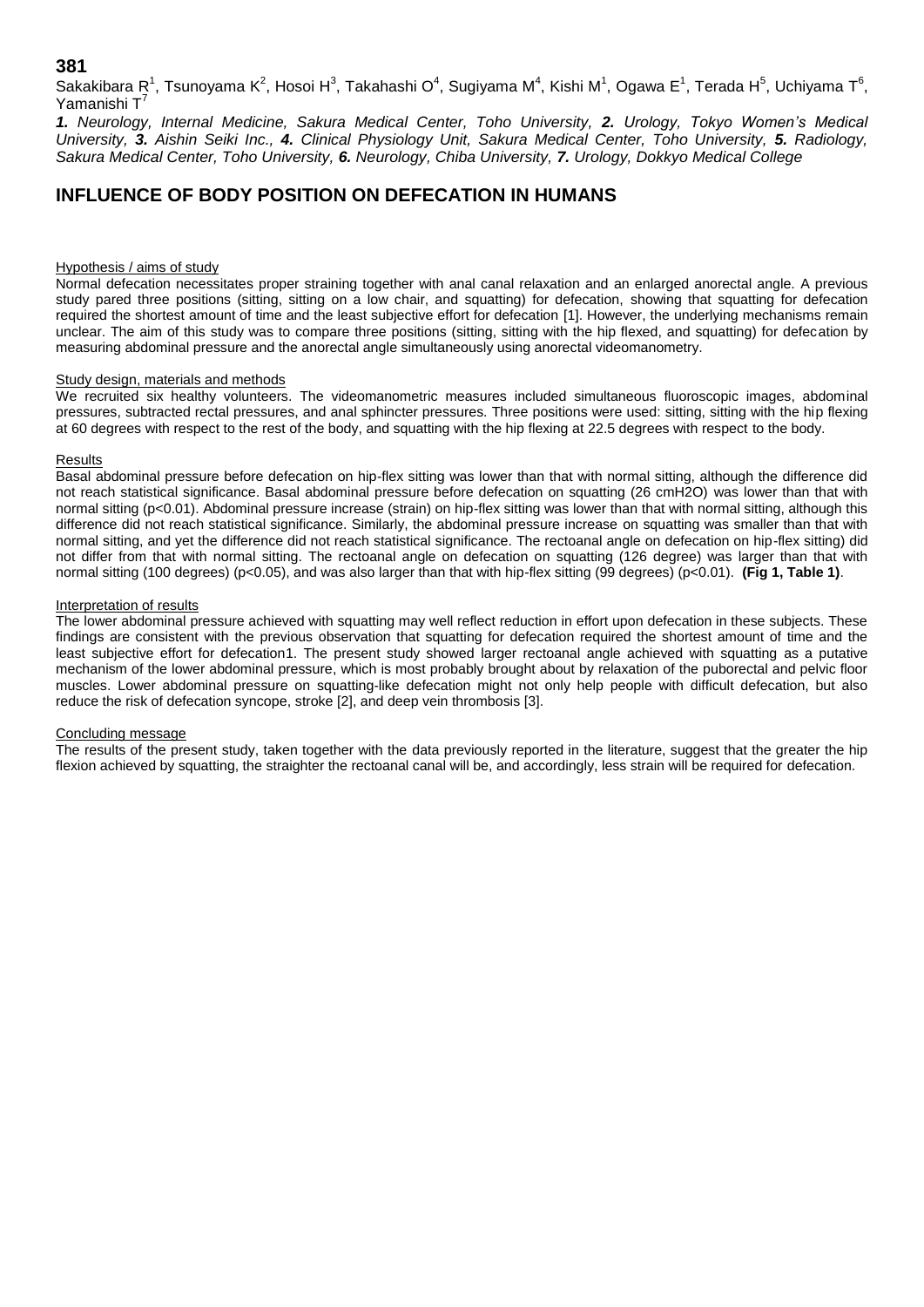**381**

Sakakibara R[1], Tsunoyama K[2], Hosoi H[3], Takahashi O[4], Sugiyama M[4], Kishi M[1], Ogawa E[1], Terada H[5], Uchiyama T[6], Yamanishi T[7]

***1.** Neurology, Internal Medicine, Sakura Medical Center, Toho University, **2.** Urology, Tokyo Women's Medical University, **3.** Aishin Seiki Inc., **4.** Clinical Physiology Unit, Sakura Medical Center, Toho University, **5.** Radiology, Sakura Medical Center, Toho University, **6.** Neurology, Chiba University, **7.** Urology, Dokkyo Medical College*

# INFLUENCE OF BODY POSITION ON DEFECATION IN HUMANS

## Hypothesis / aims of study

Normal defecation necessitates proper straining together with anal canal relaxation and an enlarged anorectal angle. A previous study pared three positions (sitting, sitting on a low chair, and squatting) for defecation, showing that squatting for defecation required the shortest amount of time and the least subjective effort for defecation [1]. However, the underlying mechanisms remain unclear. The aim of this study was to compare three positions (sitting, sitting with the hip flexed, and squatting) for defecation by measuring abdominal pressure and the anorectal angle simultaneously using anorectal videomanometry.

## Study design, materials and methods

We recruited six healthy volunteers. The videomanometric measures included simultaneous fluoroscopic images, abdominal pressures, subtracted rectal pressures, and anal sphincter pressures. Three positions were used: sitting, sitting with the hip flexing at 60 degrees with respect to the rest of the body, and squatting with the hip flexing at 22.5 degrees with respect to the body.

## Results

Basal abdominal pressure before defecation on hip-flex sitting was lower than that with normal sitting, although the difference did not reach statistical significance. Basal abdominal pressure before defecation on squatting (26 cmH2O) was lower than that with normal sitting ($p<0.01$). Abdominal pressure increase (strain) on hip-flex sitting was lower than that with normal sitting, although this difference did not reach statistical significance. Similarly, the abdominal pressure increase on squatting was smaller than that with normal sitting, and yet the difference did not reach statistical significance. The rectoanal angle on defecation on hip-flex sitting) did not differ from that with normal sitting. The rectoanal angle on defecation on squatting (126 degree) was larger than that with normal sitting (100 degrees) ($p<0.05$), and was also larger than that with hip-flex sitting (99 degrees) ($p<0.01$). **(Fig 1, Table 1)**.

## Interpretation of results

The lower abdominal pressure achieved with squatting may well reflect reduction in effort upon defecation in these subjects. These findings are consistent with the previous observation that squatting for defecation required the shortest amount of time and the least subjective effort for defecation1. The present study showed larger rectoanal angle achieved with squatting as a putative mechanism of the lower abdominal pressure, which is most probably brought about by relaxation of the puborectal and pelvic floor muscles. Lower abdominal pressure on squatting-like defecation might not only help people with difficult defecation, but also reduce the risk of defecation syncope, stroke [2], and deep vein thrombosis [3].

## Concluding message

The results of the present study, taken together with the data previously reported in the literature, suggest that the greater the hip flexion achieved by squatting, the straighter the rectoanal canal will be, and accordingly, less strain will be required for defecation.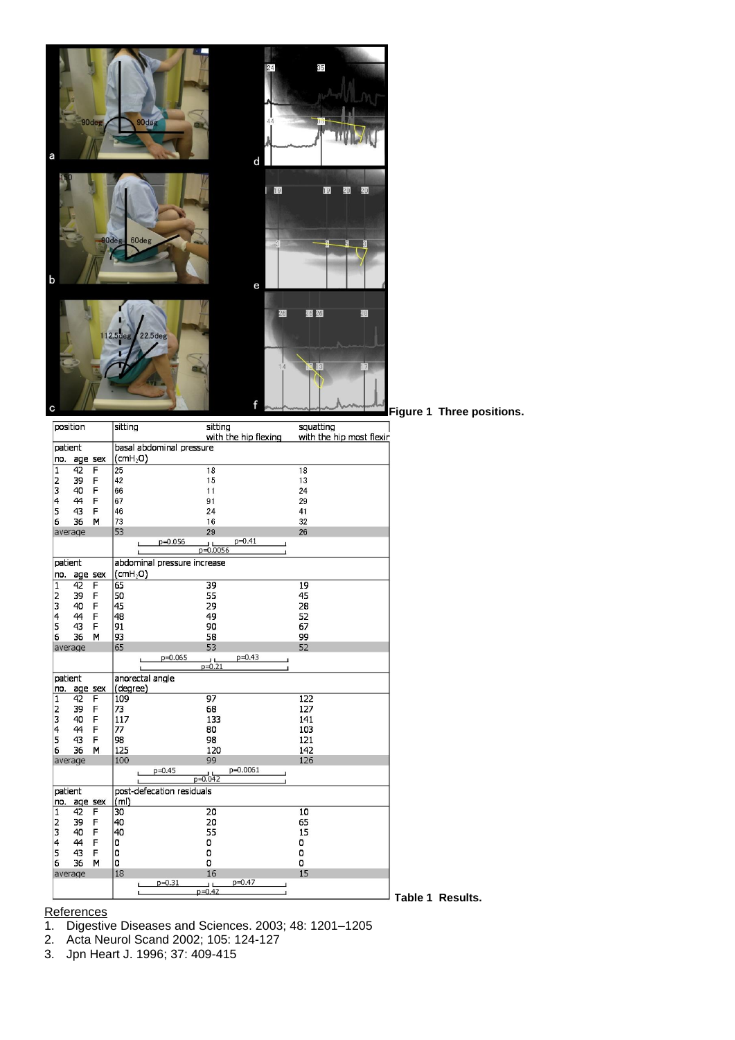Figure 1 Three positions.

| position | | | sitting | sitting with the hip flexing | squatting with the hip most flexing |
|---|---|---|---|---|---|
| patient | | | basal abdominal pressure | | |
| no. | age | sex | ($cmH_2O$) | | |
| 1 | 42 | F | 25 | 18 | 18 |
| 2 | 39 | F | 42 | 15 | 13 |
| 3 | 40 | F | 66 | 11 | 24 |
| 4 | 44 | F | 67 | 91 | 29 |
| 5 | 43 | F | 46 | 24 | 41 |
| 6 | 36 | M | 73 | 16 | 32 |
| average | | | 53 | 29 | 26 |
| | | | p=0.056 | p=0.41 | |
| | | | p=0.0056 | | |
| patient | | | abdominal pressure increase | | |
| no. | age | sex | ($cmH_2O$) | | |
| 1 | 42 | F | 65 | 39 | 19 |
| 2 | 39 | F | 50 | 55 | 45 |
| 3 | 40 | F | 45 | 29 | 28 |
| 4 | 44 | F | 48 | 49 | 52 |
| 5 | 43 | F | 91 | 90 | 67 |
| 6 | 36 | M | 93 | 58 | 99 |
| average | | | 65 | 53 | 52 |
| | | | p=0.065 | p=0.43 | |
| | | | p=0.21 | | |
| patient | | | anorectal angle | | |
| no. | age | sex | (degree) | | |
| 1 | 42 | F | 109 | 97 | 122 |
| 2 | 39 | F | 73 | 68 | 127 |
| 3 | 40 | F | 117 | 133 | 141 |
| 4 | 44 | F | 77 | 80 | 103 |
| 5 | 43 | F | 98 | 98 | 121 |
| 6 | 36 | M | 125 | 120 | 142 |
| average | | | 100 | 99 | 126 |
| | | | p=0.45 | p=0.0061 | |
| | | | p=0.042 | | |
| patient | | | post-defecation residuals | | |
| no. | age | sex | (ml) | | |
| 1 | 42 | F | 30 | 20 | 10 |
| 2 | 39 | F | 40 | 20 | 65 |
| 3 | 40 | F | 40 | 55 | 15 |
| 4 | 44 | F | 0 | 0 | 0 |
| 5 | 43 | F | 0 | 0 | 0 |
| 6 | 36 | M | 0 | 0 | 0 |
| average | | | 18 | 16 | 15 |
| | | | p=0.31 | p=0.47 | |
| | | | p=0.42 | | |

Table 1 Results.

References

1. Digestive Diseases and Sciences. 2003; 48: 1201–1205
2. Acta Neurol Scand 2002; 105: 124-127
3. Jpn Heart J. 1996; 37: 409-415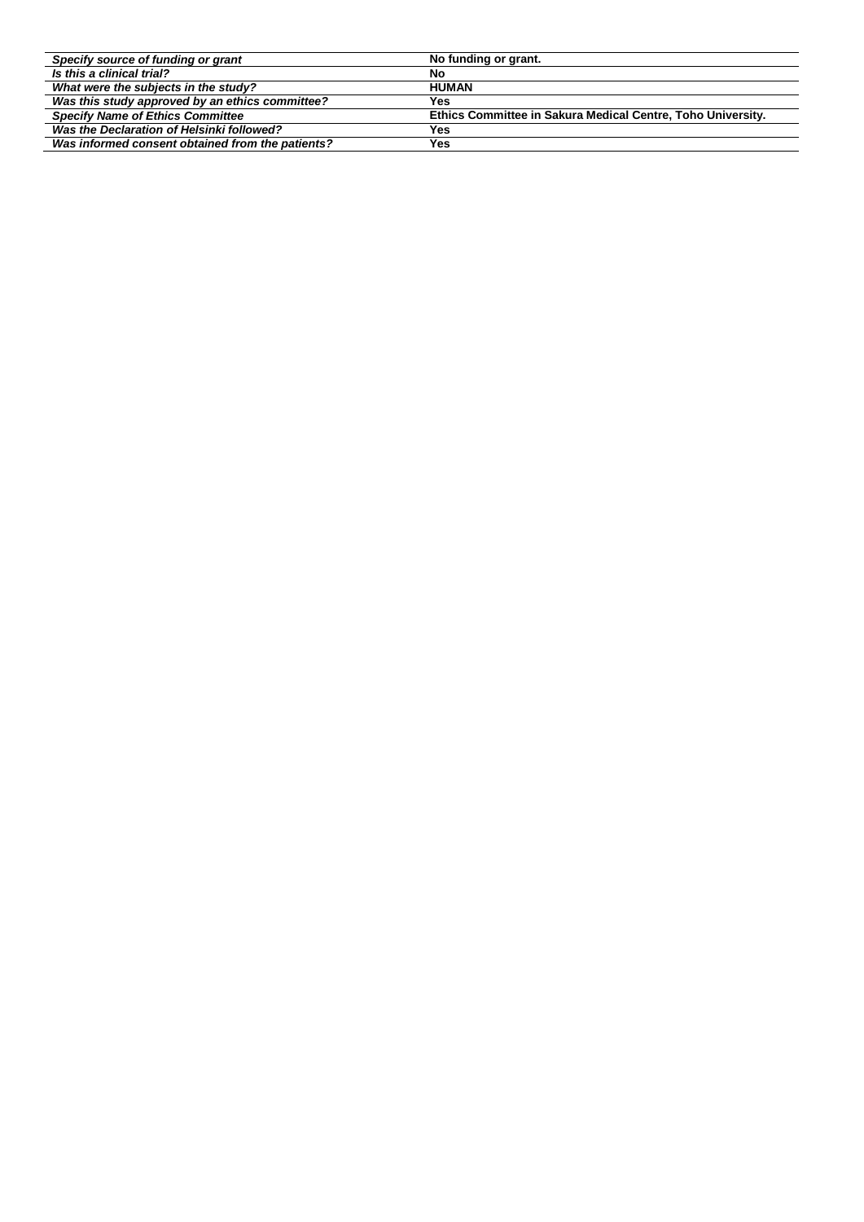| | |
|---|---|
| ***Specify source of funding or grant*** | **No funding or grant.** |
| ***Is this a clinical trial?*** | **No** |
| ***What were the subjects in the study?*** | **HUMAN** |
| ***Was this study approved by an ethics committee?*** | **Yes** |
| ***Specify Name of Ethics Committee*** | **Ethics Committee in Sakura Medical Centre, Toho University.** |
| ***Was the Declaration of Helsinki followed?*** | **Yes** |
| ***Was informed consent obtained from the patients?*** | **Yes** |